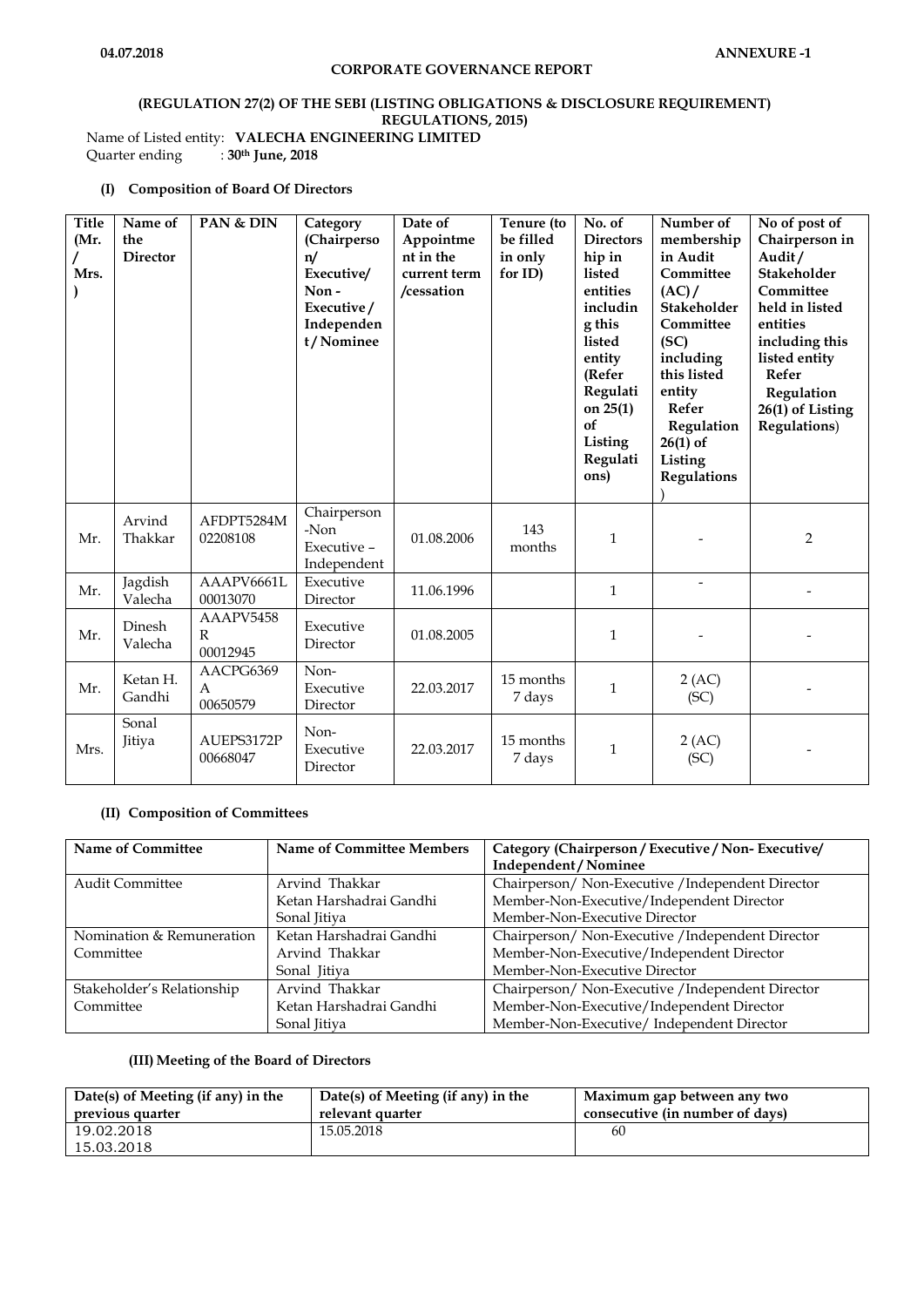04.07.2018 **ANNEXURE -1**

**CORPORATE GOVERNANCE REPORT**

**(REGULATION 27(2) OF THE SEBI (LISTING OBLIGATIONS & DISCLOSURE REQUIREMENT) REGULATIONS, 2015)**

Name of Listed entity: **VALECHA ENGINEERING LIMITED**
Quarter ending : **30th June, 2018**

**(I) Composition of Board Of Directors**

| Title (Mr. / Mrs. ) | Name of the Director | PAN & DIN | Category (Chairperson/ Executive/ Non - Executive / Independent / Nominee | Date of Appointment in the current term /cessation | Tenure (to be filled in only for ID) | No. of Directorship in listed entities including this listed entity (Refer Regulation 25(1) of Listing Regulations) | Number of membership in Audit Committee (AC) / Stakeholder Committee (SC) including this listed entity Refer Regulation 26(1) of Listing Regulations ) | No of post of Chairperson in Audit / Stakeholder Committee held in listed entities including this listed entity Refer Regulation 26(1) of Listing Regulations) |
|---|---|---|---|---|---|---|---|---|
| Mr. | Arvind Thakkar | AFDPT5284M 02208108 | Chairperson -Non Executive – Independent | 01.08.2006 | 143 months | 1 | - | 2 |
| Mr. | Jagdish Valecha | AAAPV6661L 00013070 | Executive Director | 11.06.1996 | | 1 | - | - |
| Mr. | Dinesh Valecha | AAAPV5458 R 00012945 | Executive Director | 01.08.2005 | | 1 | - | - |
| Mr. | Ketan H. Gandhi | AACPG6369 A 00650579 | Non-Executive Director | 22.03.2017 | 15 months 7 days | 1 | 2 (AC) (SC) | - |
| Mrs. | Sonal Jitiya | AUEPS3172P 00668047 | Non-Executive Director | 22.03.2017 | 15 months 7 days | 1 | 2 (AC) (SC) | - |

**(II) Composition of Committees**

| Name of Committee | Name of Committee Members | Category (Chairperson / Executive / Non- Executive/ Independent / Nominee |
|---|---|---|
| Audit Committee | Arvind Thakkar<br>Ketan Harshadrai Gandhi<br>Sonal Jitiya | Chairperson/ Non-Executive /Independent Director<br>Member-Non-Executive/Independent Director<br>Member-Non-Executive Director |
| Nomination & Remuneration Committee | Ketan Harshadrai Gandhi<br>Arvind Thakkar<br>Sonal Jitiya | Chairperson/ Non-Executive /Independent Director<br>Member-Non-Executive/Independent Director<br>Member-Non-Executive Director |
| Stakeholder's Relationship Committee | Arvind Thakkar<br>Ketan Harshadrai Gandhi<br>Sonal Jitiya | Chairperson/ Non-Executive /Independent Director<br>Member-Non-Executive/Independent Director<br>Member-Non-Executive/ Independent Director |

**(III) Meeting of the Board of Directors**

| Date(s) of Meeting (if any) in the previous quarter | Date(s) of Meeting (if any) in the relevant quarter | Maximum gap between any two consecutive (in number of days) |
|---|---|---|
| 19.02.2018<br>15.03.2018 | 15.05.2018 | 60 |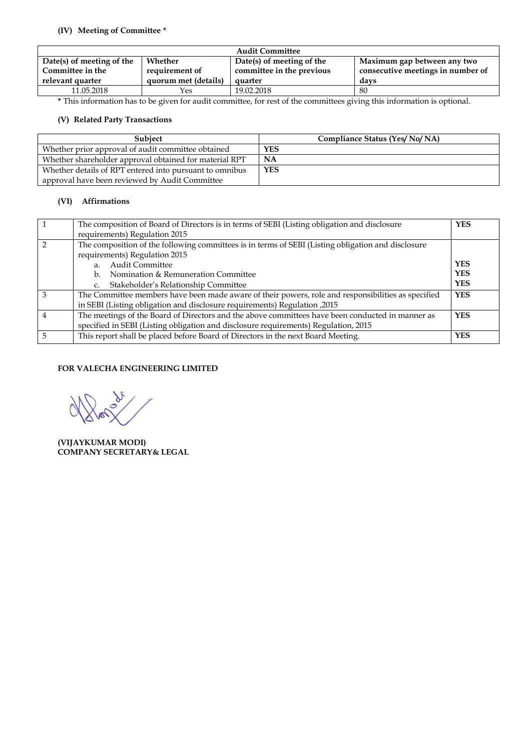#### (IV) Meeting of Committee *

| Audit Committee | | | |
|---|---|---|---|
| Date(s) of meeting of the Committee in the relevant quarter | Whether requirement of quorum met (details) | Date(s) of meeting of the committee in the previous quarter | Maximum gap between any two consecutive meetings in number of days |
| 11.05.2018 | Yes | 19.02.2018 | 80 |

* This information has to be given for audit committee, for rest of the committees giving this information is optional.

#### (V) Related Party Transactions

| Subject | Compliance Status (Yes/ No/ NA) |
|---|---|
| Whether prior approval of audit committee obtained | YES |
| Whether shareholder approval obtained for material RPT | NA |
| Whether details of RPT entered into pursuant to omnibus approval have been reviewed by Audit Committee | YES |

#### (VI) Affirmations

| | | |
|---|---|---|
| 1 | The composition of Board of Directors is in terms of SEBI (Listing obligation and disclosure requirements) Regulation 2015 | YES |
| 2 | The composition of the following committees is in terms of SEBI (Listing obligation and disclosure requirements) Regulation 2015<br>a. Audit Committee<br>b. Nomination & Remuneration Committee<br>c. Stakeholder's Relationship Committee | <br><br>YES<br>YES<br>YES |
| 3 | The Committee members have been made aware of their powers, role and responsibilities as specified in SEBI (Listing obligation and disclosure requirements) Regulation ,2015 | YES |
| 4 | The meetings of the Board of Directors and the above committees have been conducted in manner as specified in SEBI (Listing obligation and disclosure requirements) Regulation, 2015 | YES |
| 5 | This report shall be placed before Board of Directors in the next Board Meeting. | YES |

**FOR VALECHA ENGINEERING LIMITED**

**(VIJAYKUMAR MODI)**
**COMPANY SECRETARY& LEGAL**